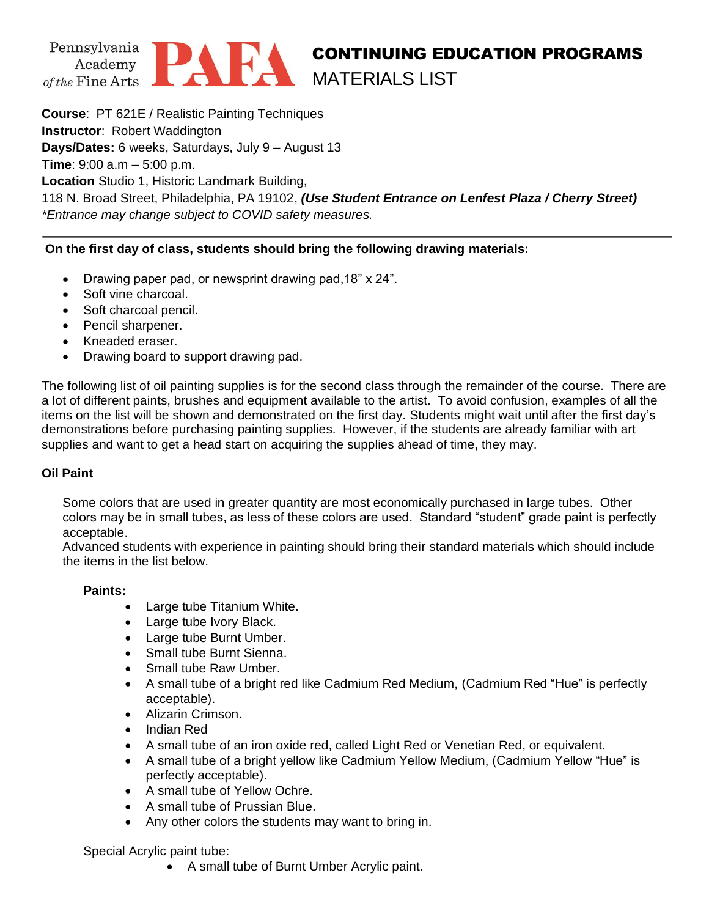Pennsylvania Academy of the Fine Arts **PAFA**

# CONTINUING EDUCATION PROGRAMS
## MATERIALS LIST

**Course**: PT 621E / Realistic Painting Techniques
**Instructor**: Robert Waddington
**Days/Dates:** 6 weeks, Saturdays, July 9 – August 13
**Time**: 9:00 a.m – 5:00 p.m.
**Location** Studio 1, Historic Landmark Building,
118 N. Broad Street, Philadelphia, PA 19102, ***(Use Student Entrance on Lenfest Plaza / Cherry Street)***
*\*Entrance may change subject to COVID safety measures.*

---

**On the first day of class, students should bring the following drawing materials:**

- Drawing paper pad, or newsprint drawing pad,18" x 24".
- Soft vine charcoal.
- Soft charcoal pencil.
- Pencil sharpener.
- Kneaded eraser.
- Drawing board to support drawing pad.

The following list of oil painting supplies is for the second class through the remainder of the course. There are a lot of different paints, brushes and equipment available to the artist. To avoid confusion, examples of all the items on the list will be shown and demonstrated on the first day. Students might wait until after the first day's demonstrations before purchasing painting supplies. However, if the students are already familiar with art supplies and want to get a head start on acquiring the supplies ahead of time, they may.

### Oil Paint

Some colors that are used in greater quantity are most economically purchased in large tubes. Other colors may be in small tubes, as less of these colors are used. Standard "student" grade paint is perfectly acceptable.
Advanced students with experience in painting should bring their standard materials which should include the items in the list below.

**Paints:**

- Large tube Titanium White.
- Large tube Ivory Black.
- Large tube Burnt Umber.
- Small tube Burnt Sienna.
- Small tube Raw Umber.
- A small tube of a bright red like Cadmium Red Medium, (Cadmium Red "Hue" is perfectly acceptable).
- Alizarin Crimson.
- Indian Red
- A small tube of an iron oxide red, called Light Red or Venetian Red, or equivalent.
- A small tube of a bright yellow like Cadmium Yellow Medium, (Cadmium Yellow "Hue" is perfectly acceptable).
- A small tube of Yellow Ochre.
- A small tube of Prussian Blue.
- Any other colors the students may want to bring in.

Special Acrylic paint tube:

- A small tube of Burnt Umber Acrylic paint.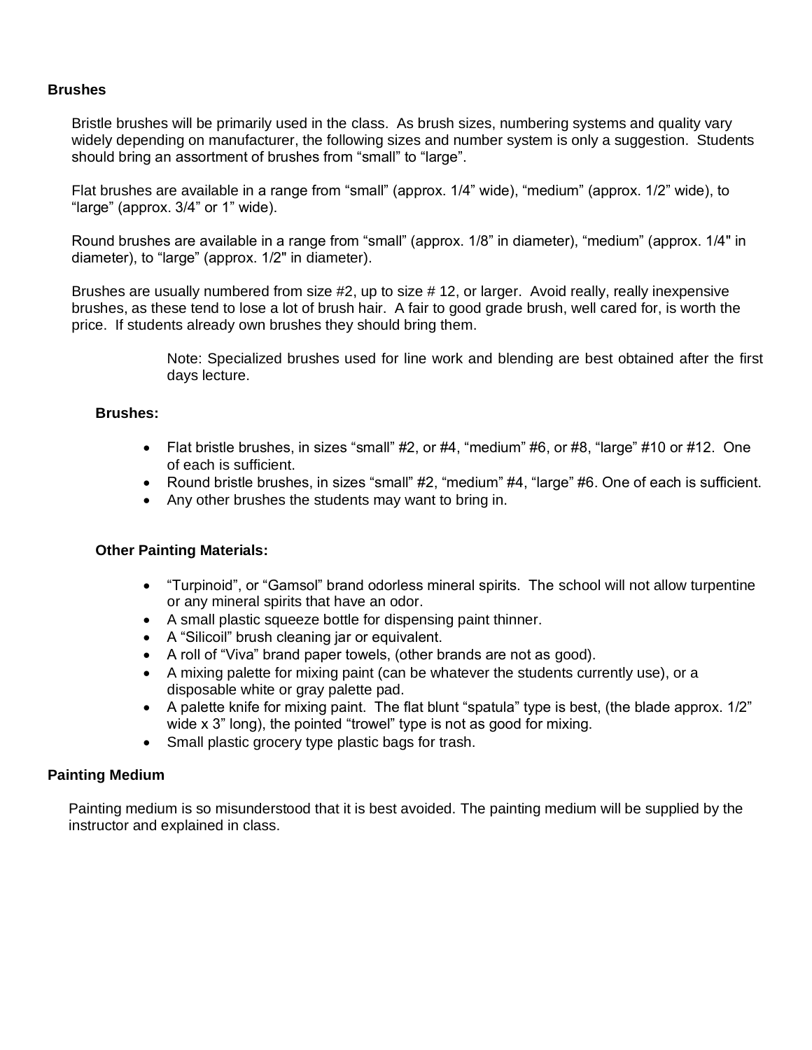## Brushes

Bristle brushes will be primarily used in the class. As brush sizes, numbering systems and quality vary widely depending on manufacturer, the following sizes and number system is only a suggestion. Students should bring an assortment of brushes from "small" to "large".

Flat brushes are available in a range from "small" (approx. 1/4" wide), "medium" (approx. 1/2" wide), to "large" (approx. 3/4" or 1" wide).

Round brushes are available in a range from "small" (approx. 1/8" in diameter), "medium" (approx. 1/4" in diameter), to "large" (approx. 1/2" in diameter).

Brushes are usually numbered from size #2, up to size # 12, or larger. Avoid really, really inexpensive brushes, as these tend to lose a lot of brush hair. A fair to good grade brush, well cared for, is worth the price. If students already own brushes they should bring them.

> Note: Specialized brushes used for line work and blending are best obtained after the first days lecture.

### Brushes:

- Flat bristle brushes, in sizes "small" #2, or #4, "medium" #6, or #8, "large" #10 or #12. One of each is sufficient.
- Round bristle brushes, in sizes "small" #2, "medium" #4, "large" #6. One of each is sufficient.
- Any other brushes the students may want to bring in.

### Other Painting Materials:

- "Turpinoid", or "Gamsol" brand odorless mineral spirits. The school will not allow turpentine or any mineral spirits that have an odor.
- A small plastic squeeze bottle for dispensing paint thinner.
- A "Silicoil" brush cleaning jar or equivalent.
- A roll of "Viva" brand paper towels, (other brands are not as good).
- A mixing palette for mixing paint (can be whatever the students currently use), or a disposable white or gray palette pad.
- A palette knife for mixing paint. The flat blunt "spatula" type is best, (the blade approx. 1/2" wide x 3" long), the pointed "trowel" type is not as good for mixing.
- Small plastic grocery type plastic bags for trash.

## Painting Medium

Painting medium is so misunderstood that it is best avoided. The painting medium will be supplied by the instructor and explained in class.